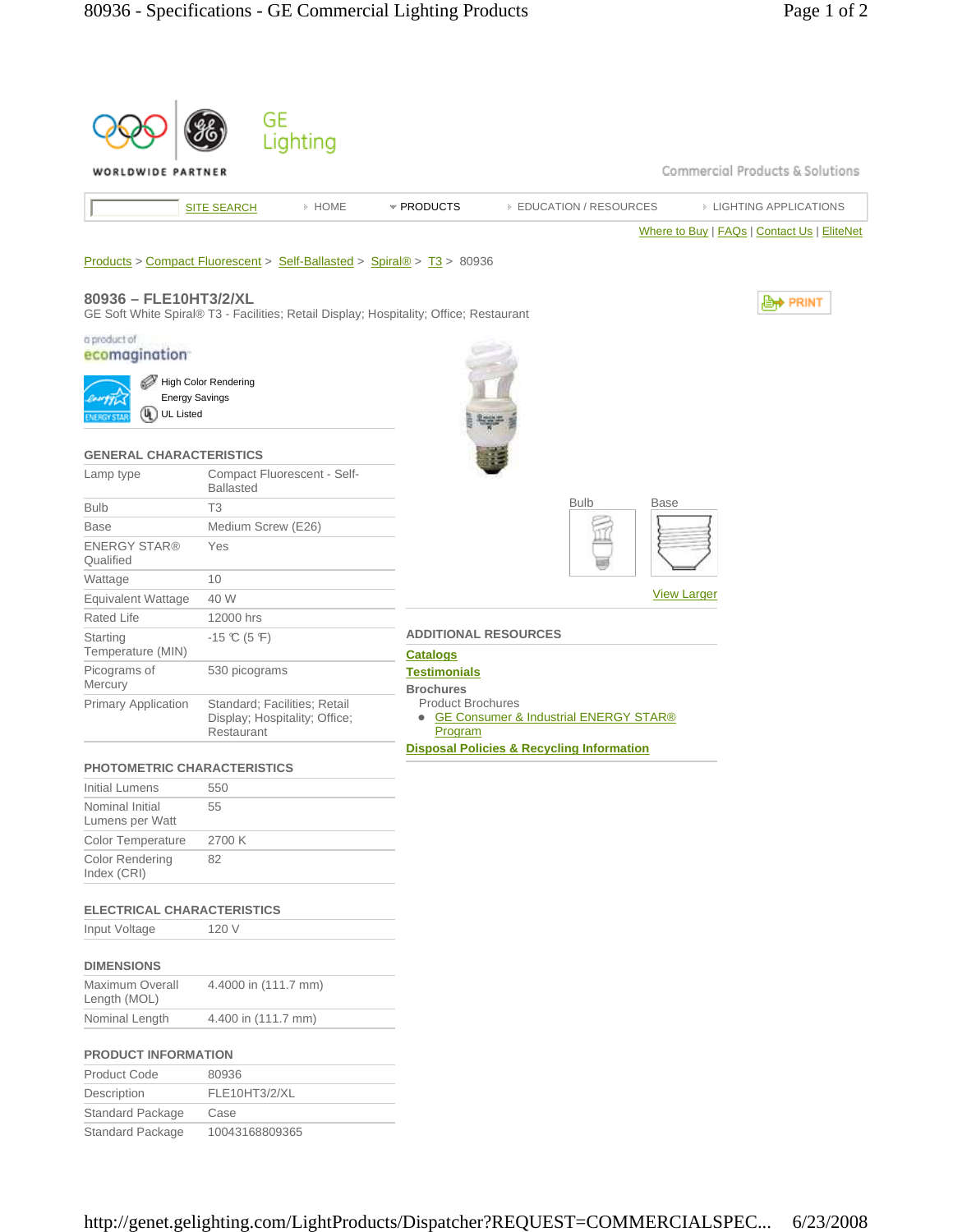GE Lighting

WORLDWIDE PARTNER

Commercial Products & Solutions

SITE SEARCH | HOME | PRODUCTS | EDUCATION / RESOURCES | LIGHTING APPLICATIONS

Where to Buy | FAQs | Contact Us | EliteNet

Products > Compact Fluorescent > Self-Ballasted > Spiral® > T3 > 80936

## 80936 – FLE10HT3/2/XL

GE Soft White Spiral® T3 - Facilities; Retail Display; Hospitality; Office; Restaurant

PRINT

a product of ecomagination

- High Color Rendering
- Energy Savings
- UL Listed

### GENERAL CHARACTERISTICS

| | |
|---|---|
| Lamp type | Compact Fluorescent - Self-Ballasted |
| Bulb | T3 |
| Base | Medium Screw (E26) |
| ENERGY STAR® Qualified | Yes |
| Wattage | 10 |
| Equivalent Wattage | 40 W |
| Rated Life | 12000 hrs |
| Starting Temperature (MIN) | -15 ℃ (5 ℉) |
| Picograms of Mercury | 530 picograms |
| Primary Application | Standard; Facilities; Retail Display; Hospitality; Office; Restaurant |

### PHOTOMETRIC CHARACTERISTICS

| | |
|---|---|
| Initial Lumens | 550 |
| Nominal Initial Lumens per Watt | 55 |
| Color Temperature | 2700 K |
| Color Rendering Index (CRI) | 82 |

### ELECTRICAL CHARACTERISTICS

| | |
|---|---|
| Input Voltage | 120 V |

### DIMENSIONS

| | |
|---|---|
| Maximum Overall Length (MOL) | 4.4000 in (111.7 mm) |
| Nominal Length | 4.400 in (111.7 mm) |

### PRODUCT INFORMATION

| | |
|---|---|
| Product Code | 80936 |
| Description | FLE10HT3/2/XL |
| Standard Package | Case |
| Standard Package | 10043168809365 |

Bulb | Base

View Larger

### ADDITIONAL RESOURCES

Catalogs

Testimonials

Brochures

Product Brochures

- GE Consumer & Industrial ENERGY STAR® Program

Disposal Policies & Recycling Information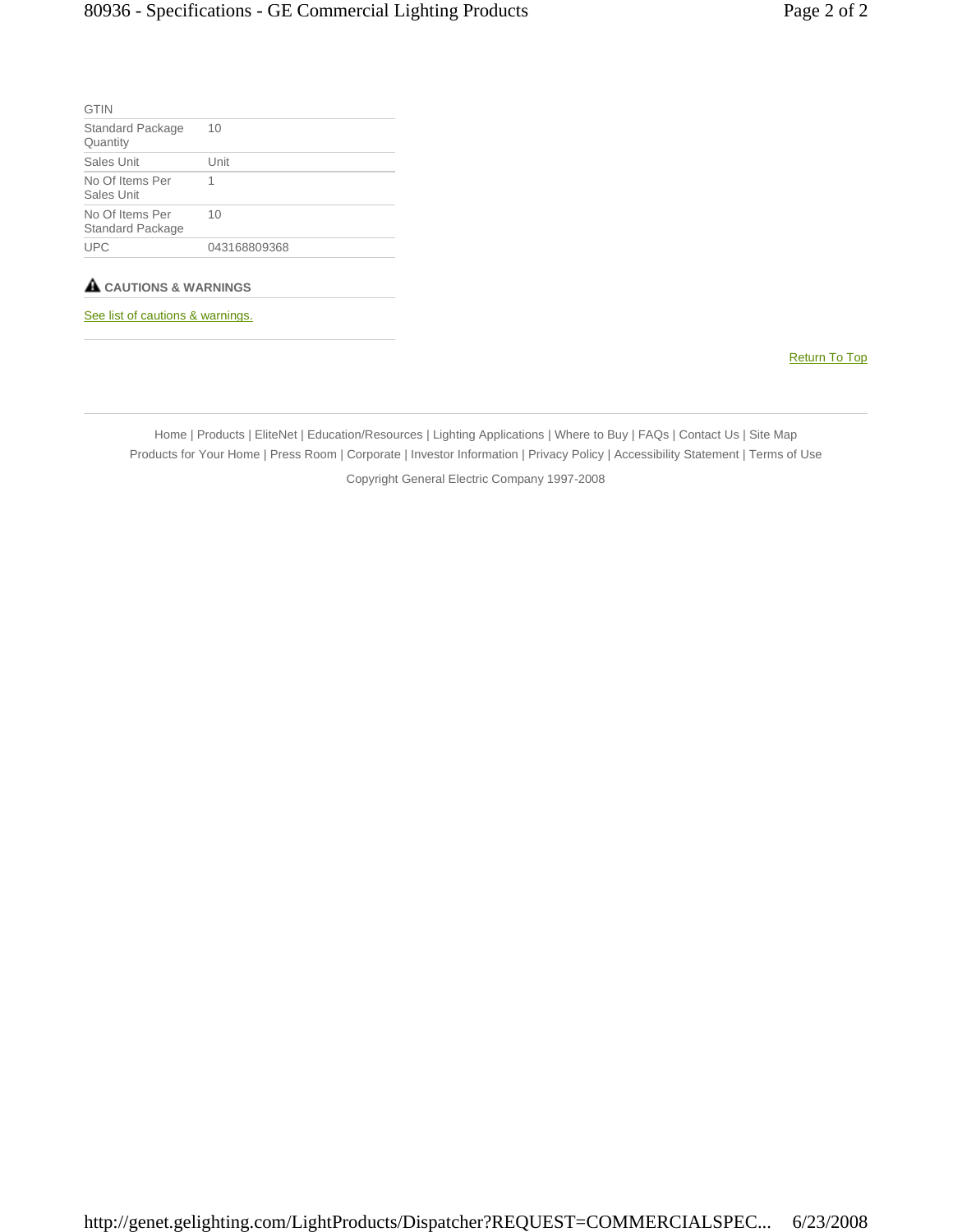| | |
|---|---|
| GTIN | |
| Standard Package Quantity | 10 |
| Sales Unit | Unit |
| No Of Items Per Sales Unit | 1 |
| No Of Items Per Standard Package | 10 |
| UPC | 043168809368 |

### CAUTIONS & WARNINGS

See list of cautions & warnings.

Return To Top

Home | Products | EliteNet | Education/Resources | Lighting Applications | Where to Buy | FAQs | Contact Us | Site Map
Products for Your Home | Press Room | Corporate | Investor Information | Privacy Policy | Accessibility Statement | Terms of Use

Copyright General Electric Company 1997-2008